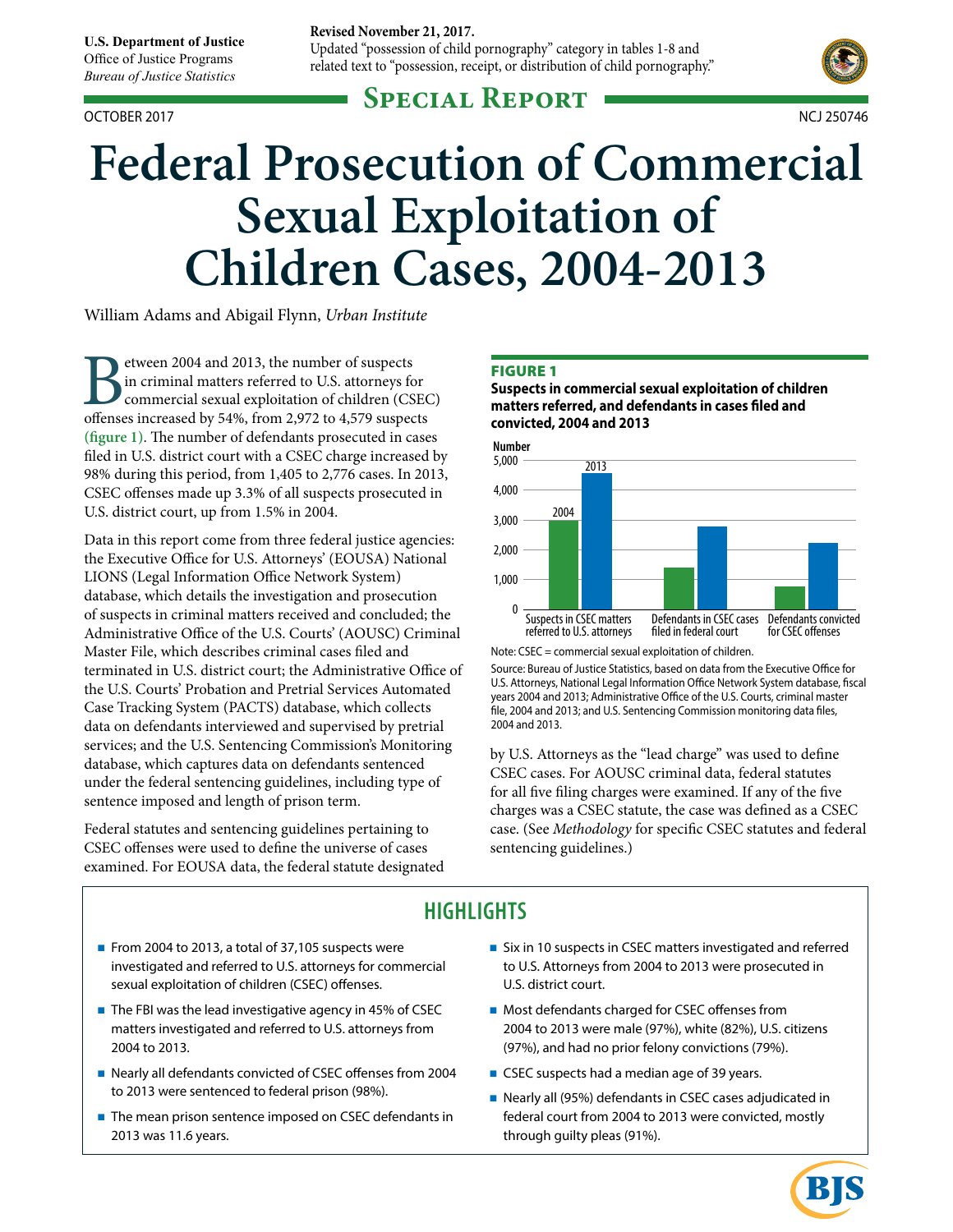**U.S. Department of Justice**
Office of Justice Programs
*Bureau of Justice Statistics*

**Revised November 21, 2017.**
Updated "possession of child pornography" category in tables 1-8 and related text to "possession, receipt, or distribution of child pornography."

## Special Report

OCTOBER 2017 NCJ 250746

# Federal Prosecution of Commercial Sexual Exploitation of Children Cases, 2004-2013

William Adams and Abigail Flynn, *Urban Institute*

Between 2004 and 2013, the number of suspects in criminal matters referred to U.S. attorneys for commercial sexual exploitation of children (CSEC) offenses increased by 54%, from 2,972 to 4,579 suspects **(figure 1)**. The number of defendants prosecuted in cases filed in U.S. district court with a CSEC charge increased by 98% during this period, from 1,405 to 2,776 cases. In 2013, CSEC offenses made up 3.3% of all suspects prosecuted in U.S. district court, up from 1.5% in 2004.

Data in this report come from three federal justice agencies: the Executive Office for U.S. Attorneys' (EOUSA) National LIONS (Legal Information Office Network System) database, which details the investigation and prosecution of suspects in criminal matters received and concluded; the Administrative Office of the U.S. Courts' (AOUSC) Criminal Master File, which describes criminal cases filed and terminated in U.S. district court; the Administrative Office of the U.S. Courts' Probation and Pretrial Services Automated Case Tracking System (PACTS) database, which collects data on defendants interviewed and supervised by pretrial services; and the U.S. Sentencing Commission's Monitoring database, which captures data on defendants sentenced under the federal sentencing guidelines, including type of sentence imposed and length of prison term.

Federal statutes and sentencing guidelines pertaining to CSEC offenses were used to define the universe of cases examined. For EOUSA data, the federal statute designated by U.S. Attorneys as the "lead charge" was used to define CSEC cases. For AOUSC criminal data, federal statutes for all five filing charges were examined. If any of the five charges was a CSEC statute, the case was defined as a CSEC case. (See *Methodology* for specific CSEC statutes and federal sentencing guidelines.)

**FIGURE 1**
**Suspects in commercial sexual exploitation of children matters referred, and defendants in cases filed and convicted, 2004 and 2013**

| | 2004 | 2013 |
|---|---|---|
| Suspects in CSEC matters referred to U.S. attorneys | 2,972 | 4,579 |
| Defendants in CSEC cases filed in federal court | 1,405 | 2,776 |
| Defendants convicted for CSEC offenses | ~800 | ~2,200 |

Note: CSEC = commercial sexual exploitation of children.
Source: Bureau of Justice Statistics, based on data from the Executive Office for U.S. Attorneys, National Legal Information Office Network System database, fiscal years 2004 and 2013; Administrative Office of the U.S. Courts, criminal master file, 2004 and 2013; and U.S. Sentencing Commission monitoring data files, 2004 and 2013.

## HIGHLIGHTS

- From 2004 to 2013, a total of 37,105 suspects were investigated and referred to U.S. attorneys for commercial sexual exploitation of children (CSEC) offenses.
- The FBI was the lead investigative agency in 45% of CSEC matters investigated and referred to U.S. attorneys from 2004 to 2013.
- Nearly all defendants convicted of CSEC offenses from 2004 to 2013 were sentenced to federal prison (98%).
- The mean prison sentence imposed on CSEC defendants in 2013 was 11.6 years.
- Six in 10 suspects in CSEC matters investigated and referred to U.S. Attorneys from 2004 to 2013 were prosecuted in U.S. district court.
- Most defendants charged for CSEC offenses from 2004 to 2013 were male (97%), white (82%), U.S. citizens (97%), and had no prior felony convictions (79%).
- CSEC suspects had a median age of 39 years.
- Nearly all (95%) defendants in CSEC cases adjudicated in federal court from 2004 to 2013 were convicted, mostly through guilty pleas (91%).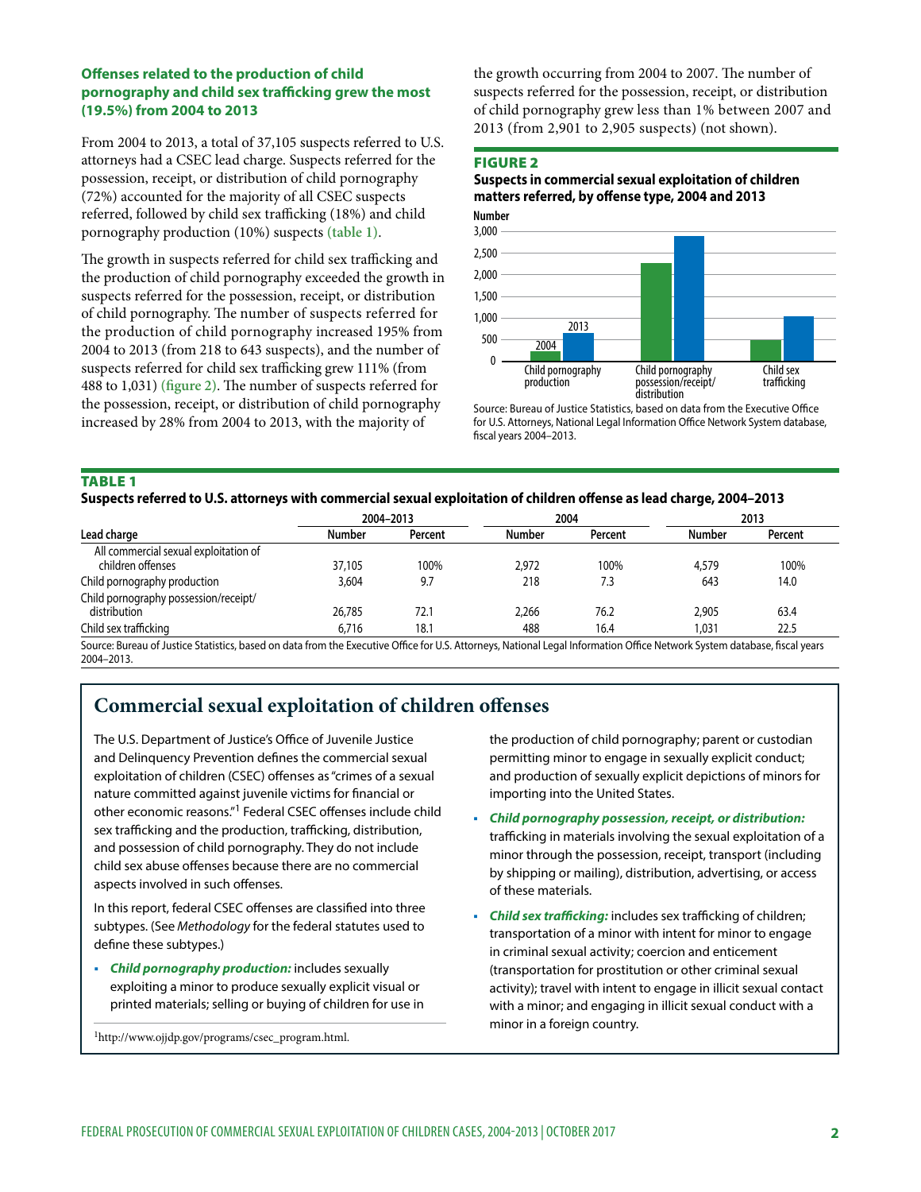### Offenses related to the production of child pornography and child sex trafficking grew the most (19.5%) from 2004 to 2013

From 2004 to 2013, a total of 37,105 suspects referred to U.S. attorneys had a CSEC lead charge. Suspects referred for the possession, receipt, or distribution of child pornography (72%) accounted for the majority of all CSEC suspects referred, followed by child sex trafficking (18%) and child pornography production (10%) suspects **(table 1)**.

The growth in suspects referred for child sex trafficking and the production of child pornography exceeded the growth in suspects referred for the possession, receipt, or distribution of child pornography. The number of suspects referred for the production of child pornography increased 195% from 2004 to 2013 (from 218 to 643 suspects), and the number of suspects referred for child sex trafficking grew 111% (from 488 to 1,031) **(figure 2)**. The number of suspects referred for the possession, receipt, or distribution of child pornography increased by 28% from 2004 to 2013, with the majority of the growth occurring from 2004 to 2007. The number of suspects referred for the possession, receipt, or distribution of child pornography grew less than 1% between 2007 and 2013 (from 2,901 to 2,905 suspects) (not shown).

**FIGURE 2**

**Suspects in commercial sexual exploitation of children matters referred, by offense type, 2004 and 2013**

Source: Bureau of Justice Statistics, based on data from the Executive Office for U.S. Attorneys, National Legal Information Office Network System database, fiscal years 2004–2013.

**TABLE 1**

**Suspects referred to U.S. attorneys with commercial sexual exploitation of children offense as lead charge, 2004–2013**

| Lead charge | 2004–2013 | | 2004 | | 2013 | |
|---|---|---|---|---|---|---|
| | Number | Percent | Number | Percent | Number | Percent |
| All commercial sexual exploitation of children offenses | 37,105 | 100% | 2,972 | 100% | 4,579 | 100% |
| Child pornography production | 3,604 | 9.7 | 218 | 7.3 | 643 | 14.0 |
| Child pornography possession/receipt/ distribution | 26,785 | 72.1 | 2,266 | 76.2 | 2,905 | 63.4 |
| Child sex trafficking | 6,716 | 18.1 | 488 | 16.4 | 1,031 | 22.5 |

Source: Bureau of Justice Statistics, based on data from the Executive Office for U.S. Attorneys, National Legal Information Office Network System database, fiscal years 2004–2013.

## Commercial sexual exploitation of children offenses

The U.S. Department of Justice's Office of Juvenile Justice and Delinquency Prevention defines the commercial sexual exploitation of children (CSEC) offenses as "crimes of a sexual nature committed against juvenile victims for financial or other economic reasons."[1] Federal CSEC offenses include child sex trafficking and the production, trafficking, distribution, and possession of child pornography. They do not include child sex abuse offenses because there are no commercial aspects involved in such offenses.

In this report, federal CSEC offenses are classified into three subtypes. (See *Methodology* for the federal statutes used to define these subtypes.)

- ***Child pornography production:*** includes sexually exploiting a minor to produce sexually explicit visual or printed materials; selling or buying of children for use in the production of child pornography; parent or custodian permitting minor to engage in sexually explicit conduct; and production of sexually explicit depictions of minors for importing into the United States.
- ***Child pornography possession, receipt, or distribution:*** trafficking in materials involving the sexual exploitation of a minor through the possession, receipt, transport (including by shipping or mailing), distribution, advertising, or access of these materials.
- ***Child sex trafficking:*** includes sex trafficking of children; transportation of a minor with intent for minor to engage in criminal sexual activity; coercion and enticement (transportation for prostitution or other criminal sexual activity); travel with intent to engage in illicit sexual contact with a minor; and engaging in illicit sexual conduct with a minor in a foreign country.

[1]http://www.ojjdp.gov/programs/csec_program.html.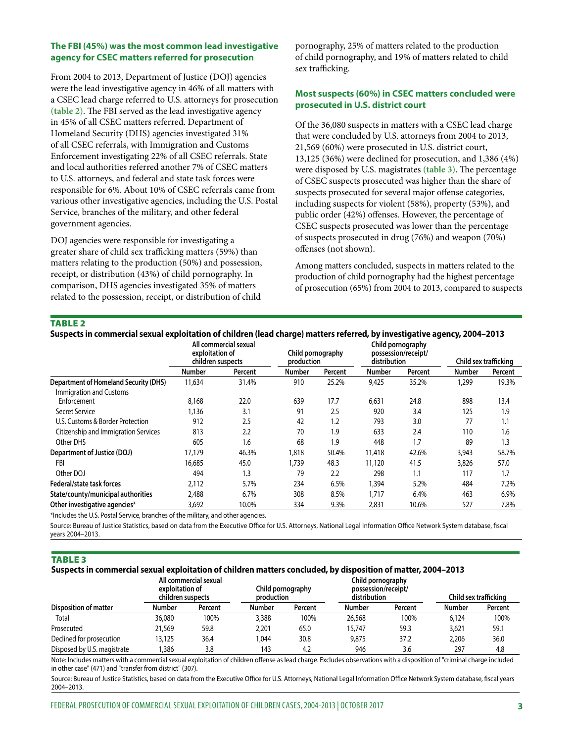### The FBI (45%) was the most common lead investigative agency for CSEC matters referred for prosecution

From 2004 to 2013, Department of Justice (DOJ) agencies were the lead investigative agency in 46% of all matters with a CSEC lead charge referred to U.S. attorneys for prosecution **(table 2)**. The FBI served as the lead investigative agency in 45% of all CSEC matters referred. Department of Homeland Security (DHS) agencies investigated 31% of all CSEC referrals, with Immigration and Customs Enforcement investigating 22% of all CSEC referrals. State and local authorities referred another 7% of CSEC matters to U.S. attorneys, and federal and state task forces were responsible for 6%. About 10% of CSEC referrals came from various other investigative agencies, including the U.S. Postal Service, branches of the military, and other federal government agencies.

DOJ agencies were responsible for investigating a greater share of child sex trafficking matters (59%) than matters relating to the production (50%) and possession, receipt, or distribution (43%) of child pornography. In comparison, DHS agencies investigated 35% of matters related to the possession, receipt, or distribution of child pornography, 25% of matters related to the production of child pornography, and 19% of matters related to child sex trafficking.

### Most suspects (60%) in CSEC matters concluded were prosecuted in U.S. district court

Of the 36,080 suspects in matters with a CSEC lead charge that were concluded by U.S. attorneys from 2004 to 2013, 21,569 (60%) were prosecuted in U.S. district court, 13,125 (36%) were declined for prosecution, and 1,386 (4%) were disposed by U.S. magistrates **(table 3)**. The percentage of CSEC suspects prosecuted was higher than the share of suspects prosecuted for several major offense categories, including suspects for violent (58%), property (53%), and public order (42%) offenses. However, the percentage of CSEC suspects prosecuted was lower than the percentage of suspects prosecuted in drug (76%) and weapon (70%) offenses (not shown).

Among matters concluded, suspects in matters related to the production of child pornography had the highest percentage of prosecution (65%) from 2004 to 2013, compared to suspects

**TABLE 2**

**Suspects in commercial sexual exploitation of children (lead charge) matters referred, by investigative agency, 2004–2013**

| | All commercial sexual exploitation of children suspects | | Child pornography production | | Child pornography possession/receipt/distribution | | Child sex trafficking | |
|---|---|---|---|---|---|---|---|---|
| | Number | Percent | Number | Percent | Number | Percent | Number | Percent |
| **Department of Homeland Security (DHS)** | 11,634 | 31.4% | 910 | 25.2% | 9,425 | 35.2% | 1,299 | 19.3% |
| Immigration and Customs Enforcement | 8,168 | 22.0 | 639 | 17.7 | 6,631 | 24.8 | 898 | 13.4 |
| Secret Service | 1,136 | 3.1 | 91 | 2.5 | 920 | 3.4 | 125 | 1.9 |
| U.S. Customs & Border Protection | 912 | 2.5 | 42 | 1.2 | 793 | 3.0 | 77 | 1.1 |
| Citizenship and Immigration Services | 813 | 2.2 | 70 | 1.9 | 633 | 2.4 | 110 | 1.6 |
| Other DHS | 605 | 1.6 | 68 | 1.9 | 448 | 1.7 | 89 | 1.3 |
| **Department of Justice (DOJ)** | 17,179 | 46.3% | 1,818 | 50.4% | 11,418 | 42.6% | 3,943 | 58.7% |
| FBI | 16,685 | 45.0 | 1,739 | 48.3 | 11,120 | 41.5 | 3,826 | 57.0 |
| Other DOJ | 494 | 1.3 | 79 | 2.2 | 298 | 1.1 | 117 | 1.7 |
| **Federal/state task forces** | 2,112 | 5.7% | 234 | 6.5% | 1,394 | 5.2% | 484 | 7.2% |
| **State/county/municipal authorities** | 2,488 | 6.7% | 308 | 8.5% | 1,717 | 6.4% | 463 | 6.9% |
| **Other investigative agencies*** | 3,692 | 10.0% | 334 | 9.3% | 2,831 | 10.6% | 527 | 7.8% |

*Includes the U.S. Postal Service, branches of the military, and other agencies.

Source: Bureau of Justice Statistics, based on data from the Executive Office for U.S. Attorneys, National Legal Information Office Network System database, fiscal years 2004–2013.

**TABLE 3**

**Suspects in commercial sexual exploitation of children matters concluded, by disposition of matter, 2004–2013**

| | All commercial sexual exploitation of children suspects | | Child pornography production | | Child pornography possession/receipt/distribution | | Child sex trafficking | |
|---|---|---|---|---|---|---|---|---|
| Disposition of matter | Number | Percent | Number | Percent | Number | Percent | Number | Percent |
| Total | 36,080 | 100% | 3,388 | 100% | 26,568 | 100% | 6,124 | 100% |
| Prosecuted | 21,569 | 59.8 | 2,201 | 65.0 | 15,747 | 59.3 | 3,621 | 59.1 |
| Declined for prosecution | 13,125 | 36.4 | 1,044 | 30.8 | 9,875 | 37.2 | 2,206 | 36.0 |
| Disposed by U.S. magistrate | 1,386 | 3.8 | 143 | 4.2 | 946 | 3.6 | 297 | 4.8 |

Note: Includes matters with a commercial sexual exploitation of children offense as lead charge. Excludes observations with a disposition of "criminal charge included in other case" (471) and "transfer from district" (307).

Source: Bureau of Justice Statistics, based on data from the Executive Office for U.S. Attorneys, National Legal Information Office Network System database, fiscal years 2004–2013.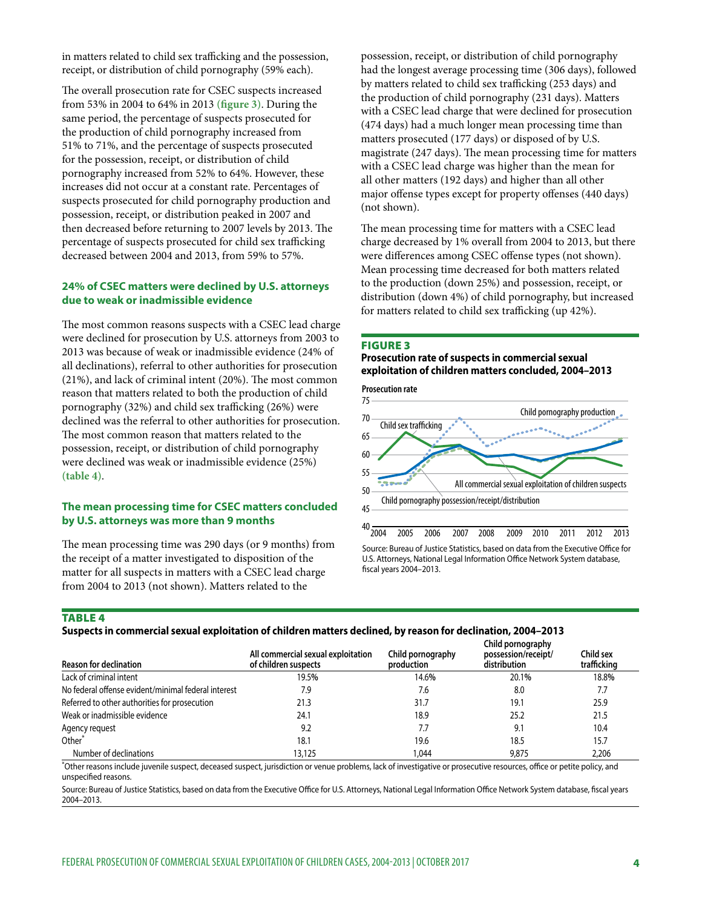in matters related to child sex trafficking and the possession, receipt, or distribution of child pornography (59% each).

The overall prosecution rate for CSEC suspects increased from 53% in 2004 to 64% in 2013 **(figure 3)**. During the same period, the percentage of suspects prosecuted for the production of child pornography increased from 51% to 71%, and the percentage of suspects prosecuted for the possession, receipt, or distribution of child pornography increased from 52% to 64%. However, these increases did not occur at a constant rate. Percentages of suspects prosecuted for child pornography production and possession, receipt, or distribution peaked in 2007 and then decreased before returning to 2007 levels by 2013. The percentage of suspects prosecuted for child sex trafficking decreased between 2004 and 2013, from 59% to 57%.

### 24% of CSEC matters were declined by U.S. attorneys due to weak or inadmissible evidence

The most common reasons suspects with a CSEC lead charge were declined for prosecution by U.S. attorneys from 2003 to 2013 was because of weak or inadmissible evidence (24% of all declinations), referral to other authorities for prosecution (21%), and lack of criminal intent (20%). The most common reason that matters related to the production of child pornography (32%) and child sex trafficking (26%) were declined was the referral to other authorities for prosecution. The most common reason that matters related to the possession, receipt, or distribution of child pornography were declined was weak or inadmissible evidence (25%) **(table 4)**.

### The mean processing time for CSEC matters concluded by U.S. attorneys was more than 9 months

The mean processing time was 290 days (or 9 months) from the receipt of a matter investigated to disposition of the matter for all suspects in matters with a CSEC lead charge from 2004 to 2013 (not shown). Matters related to the possession, receipt, or distribution of child pornography had the longest average processing time (306 days), followed by matters related to child sex trafficking (253 days) and the production of child pornography (231 days). Matters with a CSEC lead charge that were declined for prosecution (474 days) had a much longer mean processing time than matters prosecuted (177 days) or disposed of by U.S. magistrate (247 days). The mean processing time for matters with a CSEC lead charge was higher than the mean for all other matters (192 days) and higher than all other major offense types except for property offenses (440 days) (not shown).

The mean processing time for matters with a CSEC lead charge decreased by 1% overall from 2004 to 2013, but there were differences among CSEC offense types (not shown). Mean processing time decreased for both matters related to the production (down 25%) and possession, receipt, or distribution (down 4%) of child pornography, but increased for matters related to child sex trafficking (up 42%).

**FIGURE 3**
**Prosecution rate of suspects in commercial sexual exploitation of children matters concluded, 2004–2013**

Source: Bureau of Justice Statistics, based on data from the Executive Office for U.S. Attorneys, National Legal Information Office Network System database, fiscal years 2004–2013.

**TABLE 4**
**Suspects in commercial sexual exploitation of children matters declined, by reason for declination, 2004–2013**

| Reason for declination | All commercial sexual exploitation of children suspects | Child pornography production | Child pornography possession/receipt/distribution | Child sex trafficking |
|---|---|---|---|---|
| Lack of criminal intent | 19.5% | 14.6% | 20.1% | 18.8% |
| No federal offense evident/minimal federal interest | 7.9 | 7.6 | 8.0 | 7.7 |
| Referred to other authorities for prosecution | 21.3 | 31.7 | 19.1 | 25.9 |
| Weak or inadmissible evidence | 24.1 | 18.9 | 25.2 | 21.5 |
| Agency request | 9.2 | 7.7 | 9.1 | 10.4 |
| Other* | 18.1 | 19.6 | 18.5 | 15.7 |
| Number of declinations | 13,125 | 1,044 | 9,875 | 2,206 |

*Other reasons include juvenile suspect, deceased suspect, jurisdiction or venue problems, lack of investigative or prosecutive resources, office or petite policy, and unspecified reasons.

Source: Bureau of Justice Statistics, based on data from the Executive Office for U.S. Attorneys, National Legal Information Office Network System database, fiscal years 2004–2013.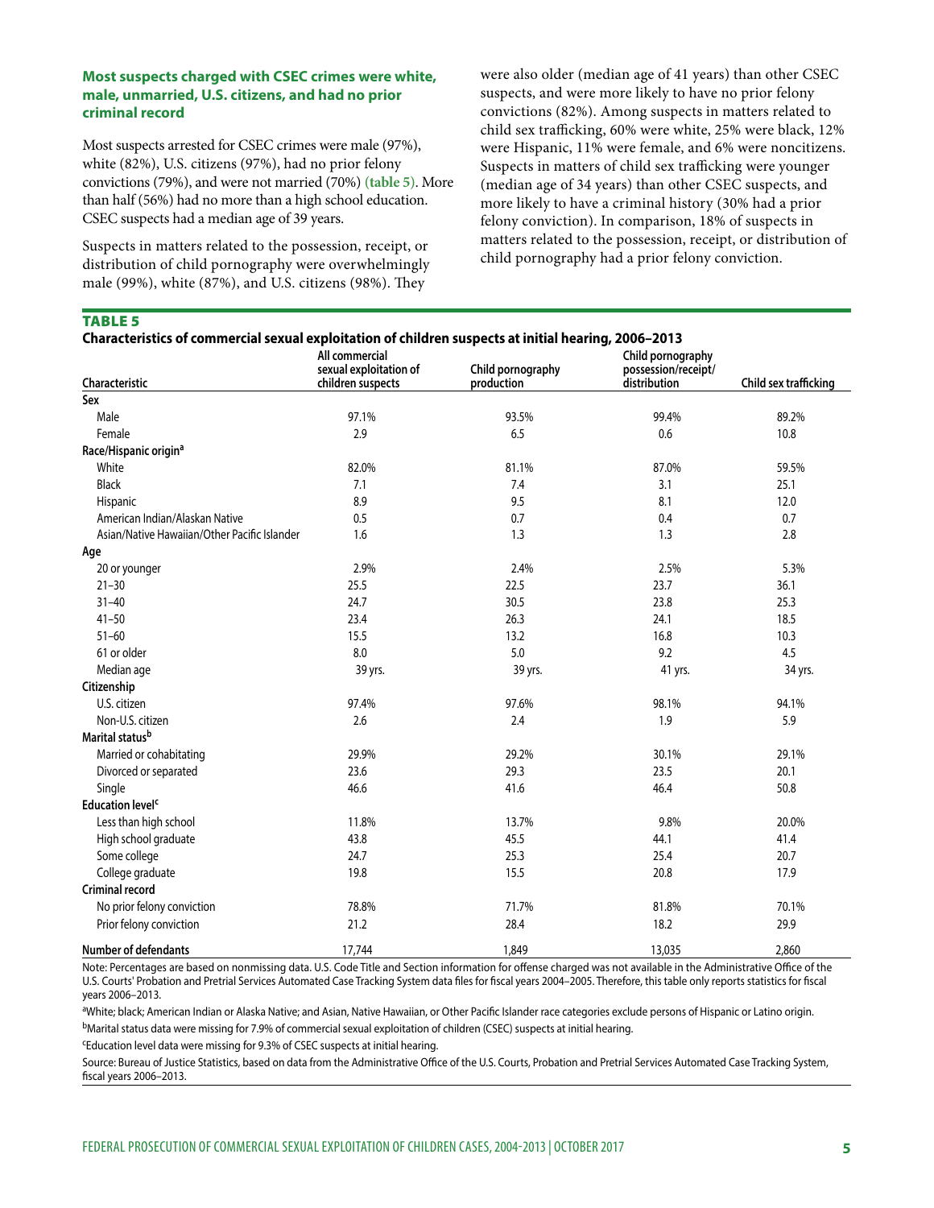### Most suspects charged with CSEC crimes were white, male, unmarried, U.S. citizens, and had no prior criminal record

Most suspects arrested for CSEC crimes were male (97%), white (82%), U.S. citizens (97%), had no prior felony convictions (79%), and were not married (70%) (table 5). More than half (56%) had no more than a high school education. CSEC suspects had a median age of 39 years.

Suspects in matters related to the possession, receipt, or distribution of child pornography were overwhelmingly male (99%), white (87%), and U.S. citizens (98%). They were also older (median age of 41 years) than other CSEC suspects, and were more likely to have no prior felony convictions (82%). Among suspects in matters related to child sex trafficking, 60% were white, 25% were black, 12% were Hispanic, 11% were female, and 6% were noncitizens. Suspects in matters of child sex trafficking were younger (median age of 34 years) than other CSEC suspects, and more likely to have a criminal history (30% had a prior felony conviction). In comparison, 18% of suspects in matters related to the possession, receipt, or distribution of child pornography had a prior felony conviction.

**TABLE 5**

**Characteristics of commercial sexual exploitation of children suspects at initial hearing, 2006–2013**

| Characteristic | All commercial sexual exploitation of children suspects | Child pornography production | Child pornography possession/receipt/ distribution | Child sex trafficking |
|---|---|---|---|---|
| **Sex** | | | | |
| Male | 97.1% | 93.5% | 99.4% | 89.2% |
| Female | 2.9 | 6.5 | 0.6 | 10.8 |
| **Race/Hispanic origin[a]** | | | | |
| White | 82.0% | 81.1% | 87.0% | 59.5% |
| Black | 7.1 | 7.4 | 3.1 | 25.1 |
| Hispanic | 8.9 | 9.5 | 8.1 | 12.0 |
| American Indian/Alaskan Native | 0.5 | 0.7 | 0.4 | 0.7 |
| Asian/Native Hawaiian/Other Pacific Islander | 1.6 | 1.3 | 1.3 | 2.8 |
| **Age** | | | | |
| 20 or younger | 2.9% | 2.4% | 2.5% | 5.3% |
| 21–30 | 25.5 | 22.5 | 23.7 | 36.1 |
| 31–40 | 24.7 | 30.5 | 23.8 | 25.3 |
| 41–50 | 23.4 | 26.3 | 24.1 | 18.5 |
| 51–60 | 15.5 | 13.2 | 16.8 | 10.3 |
| 61 or older | 8.0 | 5.0 | 9.2 | 4.5 |
| Median age | 39 yrs. | 39 yrs. | 41 yrs. | 34 yrs. |
| **Citizenship** | | | | |
| U.S. citizen | 97.4% | 97.6% | 98.1% | 94.1% |
| Non-U.S. citizen | 2.6 | 2.4 | 1.9 | 5.9 |
| **Marital status[b]** | | | | |
| Married or cohabitating | 29.9% | 29.2% | 30.1% | 29.1% |
| Divorced or separated | 23.6 | 29.3 | 23.5 | 20.1 |
| Single | 46.6 | 41.6 | 46.4 | 50.8 |
| **Education level[c]** | | | | |
| Less than high school | 11.8% | 13.7% | 9.8% | 20.0% |
| High school graduate | 43.8 | 45.5 | 44.1 | 41.4 |
| Some college | 24.7 | 25.3 | 25.4 | 20.7 |
| College graduate | 19.8 | 15.5 | 20.8 | 17.9 |
| **Criminal record** | | | | |
| No prior felony conviction | 78.8% | 71.7% | 81.8% | 70.1% |
| Prior felony conviction | 21.2 | 28.4 | 18.2 | 29.9 |
| **Number of defendants** | 17,744 | 1,849 | 13,035 | 2,860 |

Note: Percentages are based on nonmissing data. U.S. Code Title and Section information for offense charged was not available in the Administrative Office of the U.S. Courts' Probation and Pretrial Services Automated Case Tracking System data files for fiscal years 2004–2005. Therefore, this table only reports statistics for fiscal years 2006–2013.

[a]White; black; American Indian or Alaska Native; and Asian, Native Hawaiian, or Other Pacific Islander race categories exclude persons of Hispanic or Latino origin.

[b]Marital status data were missing for 7.9% of commercial sexual exploitation of children (CSEC) suspects at initial hearing.

[c]Education level data were missing for 9.3% of CSEC suspects at initial hearing.

Source: Bureau of Justice Statistics, based on data from the Administrative Office of the U.S. Courts, Probation and Pretrial Services Automated Case Tracking System, fiscal years 2006–2013.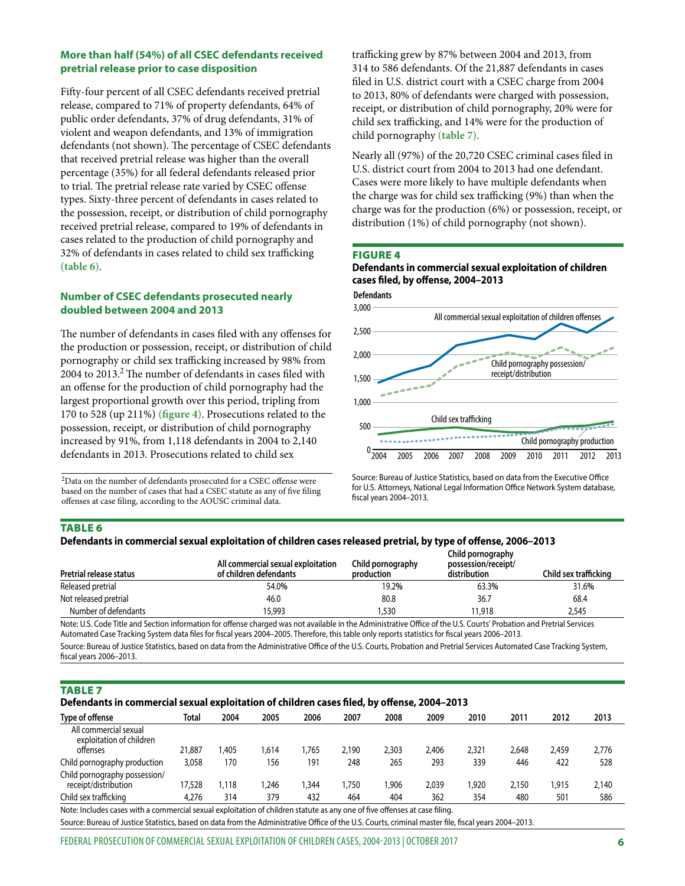### More than half (54%) of all CSEC defendants received pretrial release prior to case disposition

Fifty-four percent of all CSEC defendants received pretrial release, compared to 71% of property defendants, 64% of public order defendants, 37% of drug defendants, 31% of violent and weapon defendants, and 13% of immigration defendants (not shown). The percentage of CSEC defendants that received pretrial release was higher than the overall percentage (35%) for all federal defendants released prior to trial. The pretrial release rate varied by CSEC offense types. Sixty-three percent of defendants in cases related to the possession, receipt, or distribution of child pornography received pretrial release, compared to 19% of defendants in cases related to the production of child pornography and 32% of defendants in cases related to child sex trafficking **(table 6)**.

### Number of CSEC defendants prosecuted nearly doubled between 2004 and 2013

The number of defendants in cases filed with any offenses for the production or possession, receipt, or distribution of child pornography or child sex trafficking increased by 98% from 2004 to 2013.[2] The number of defendants in cases filed with an offense for the production of child pornography had the largest proportional growth over this period, tripling from 170 to 528 (up 211%) **(figure 4)**. Prosecutions related to the possession, receipt, or distribution of child pornography increased by 91%, from 1,118 defendants in 2004 to 2,140 defendants in 2013. Prosecutions related to child sex trafficking grew by 87% between 2004 and 2013, from 314 to 586 defendants. Of the 21,887 defendants in cases filed in U.S. district court with a CSEC charge from 2004 to 2013, 80% of defendants were charged with possession, receipt, or distribution of child pornography, 20% were for child sex trafficking, and 14% were for the production of child pornography **(table 7)**.

Nearly all (97%) of the 20,720 CSEC criminal cases filed in U.S. district court from 2004 to 2013 had one defendant. Cases were more likely to have multiple defendants when the charge was for child sex trafficking (9%) than when the charge was for the production (6%) or possession, receipt, or distribution (1%) of child pornography (not shown).

[2]Data on the number of defendants prosecuted for a CSEC offense were based on the number of cases that had a CSEC statute as any of five filing offenses at case filing, according to the AOUSC criminal data.

**FIGURE 4**
**Defendants in commercial sexual exploitation of children cases filed, by offense, 2004–2013**

Source: Bureau of Justice Statistics, based on data from the Executive Office for U.S. Attorneys, National Legal Information Office Network System database, fiscal years 2004–2013.

**TABLE 6**
**Defendants in commercial sexual exploitation of children cases released pretrial, by type of offense, 2006–2013**

| Pretrial release status | All commercial sexual exploitation of children defendants | Child pornography production | Child pornography possession/receipt/distribution | Child sex trafficking |
|---|---|---|---|---|
| Released pretrial | 54.0% | 19.2% | 63.3% | 31.6% |
| Not released pretrial | 46.0 | 80.8 | 36.7 | 68.4 |
| Number of defendants | 15,993 | 1,530 | 11,918 | 2,545 |

Note: U.S. Code Title and Section information for offense charged was not available in the Administrative Office of the U.S. Courts' Probation and Pretrial Services Automated Case Tracking System data files for fiscal years 2004–2005. Therefore, this table only reports statistics for fiscal years 2006–2013.
Source: Bureau of Justice Statistics, based on data from the Administrative Office of the U.S. Courts, Probation and Pretrial Services Automated Case Tracking System, fiscal years 2006–2013.

**TABLE 7**
**Defendants in commercial sexual exploitation of children cases filed, by offense, 2004–2013**

| Type of offense | Total | 2004 | 2005 | 2006 | 2007 | 2008 | 2009 | 2010 | 2011 | 2012 | 2013 |
|---|---|---|---|---|---|---|---|---|---|---|---|
| All commercial sexual exploitation of children offenses | 21,887 | 1,405 | 1,614 | 1,765 | 2,190 | 2,303 | 2,406 | 2,321 | 2,648 | 2,459 | 2,776 |
| Child pornography production | 3,058 | 170 | 156 | 191 | 248 | 265 | 293 | 339 | 446 | 422 | 528 |
| Child pornography possession/receipt/distribution | 17,528 | 1,118 | 1,246 | 1,344 | 1,750 | 1,906 | 2,039 | 1,920 | 2,150 | 1,915 | 2,140 |
| Child sex trafficking | 4,276 | 314 | 379 | 432 | 464 | 404 | 362 | 354 | 480 | 501 | 586 |

Note: Includes cases with a commercial sexual exploitation of children statute as any one of five offenses at case filing.
Source: Bureau of Justice Statistics, based on data from the Administrative Office of the U.S. Courts, criminal master file, fiscal years 2004–2013.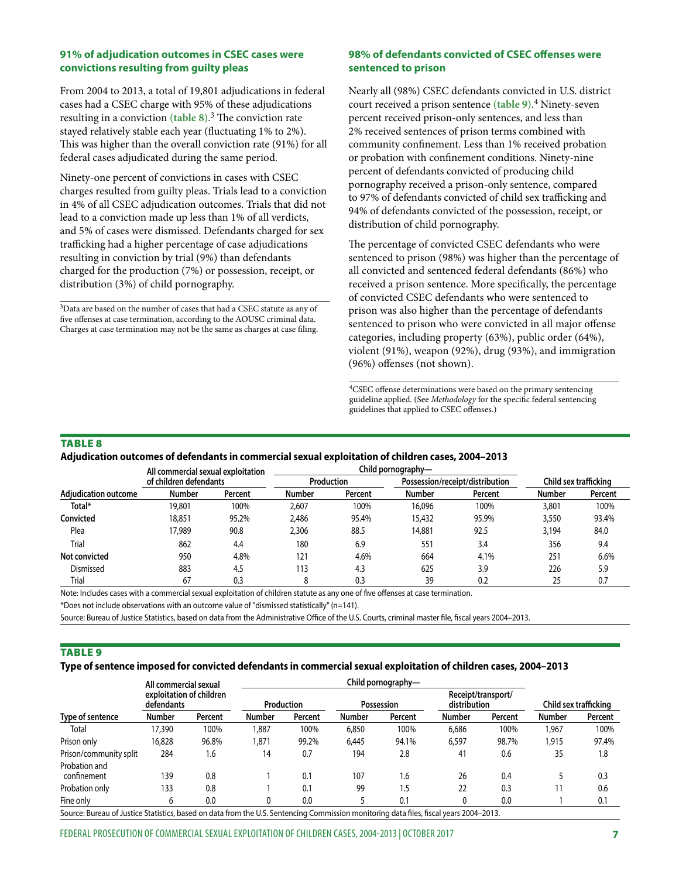### 91% of adjudication outcomes in CSEC cases were convictions resulting from guilty pleas

From 2004 to 2013, a total of 19,801 adjudications in federal cases had a CSEC charge with 95% of these adjudications resulting in a conviction **(table 8)**.[3] The conviction rate stayed relatively stable each year (fluctuating 1% to 2%). This was higher than the overall conviction rate (91%) for all federal cases adjudicated during the same period.

Ninety-one percent of convictions in cases with CSEC charges resulted from guilty pleas. Trials lead to a conviction in 4% of all CSEC adjudication outcomes. Trials that did not lead to a conviction made up less than 1% of all verdicts, and 5% of cases were dismissed. Defendants charged for sex trafficking had a higher percentage of case adjudications resulting in conviction by trial (9%) than defendants charged for the production (7%) or possession, receipt, or distribution (3%) of child pornography.

[3]Data are based on the number of cases that had a CSEC statute as any of five offenses at case termination, according to the AOUSC criminal data. Charges at case termination may not be the same as charges at case filing.

### 98% of defendants convicted of CSEC offenses were sentenced to prison

Nearly all (98%) CSEC defendants convicted in U.S. district court received a prison sentence **(table 9)**.[4] Ninety-seven percent received prison-only sentences, and less than 2% received sentences of prison terms combined with community confinement. Less than 1% received probation or probation with confinement conditions. Ninety-nine percent of defendants convicted of producing child pornography received a prison-only sentence, compared to 97% of defendants convicted of child sex trafficking and 94% of defendants convicted of the possession, receipt, or distribution of child pornography.

The percentage of convicted CSEC defendants who were sentenced to prison (98%) was higher than the percentage of all convicted and sentenced federal defendants (86%) who received a prison sentence. More specifically, the percentage of convicted CSEC defendants who were sentenced to prison was also higher than the percentage of defendants sentenced to prison who were convicted in all major offense categories, including property (63%), public order (64%), violent (91%), weapon (92%), drug (93%), and immigration (96%) offenses (not shown).

[4]CSEC offense determinations were based on the primary sentencing guideline applied. (See *Methodology* for the specific federal sentencing guidelines that applied to CSEC offenses.)

**TABLE 8**

**Adjudication outcomes of defendants in commercial sexual exploitation of children cases, 2004–2013**

| | All commercial sexual exploitation of children defendants | | Child pornography— Production | | Child pornography— Possession/receipt/distribution | | Child sex trafficking | |
|---|---|---|---|---|---|---|---|---|
| Adjudication outcome | Number | Percent | Number | Percent | Number | Percent | Number | Percent |
| Total* | 19,801 | 100% | 2,607 | 100% | 16,096 | 100% | 3,801 | 100% |
| Convicted | 18,851 | 95.2% | 2,486 | 95.4% | 15,432 | 95.9% | 3,550 | 93.4% |
| Plea | 17,989 | 90.8 | 2,306 | 88.5 | 14,881 | 92.5 | 3,194 | 84.0 |
| Trial | 862 | 4.4 | 180 | 6.9 | 551 | 3.4 | 356 | 9.4 |
| Not convicted | 950 | 4.8% | 121 | 4.6% | 664 | 4.1% | 251 | 6.6% |
| Dismissed | 883 | 4.5 | 113 | 4.3 | 625 | 3.9 | 226 | 5.9 |
| Trial | 67 | 0.3 | 8 | 0.3 | 39 | 0.2 | 25 | 0.7 |

Note: Includes cases with a commercial sexual exploitation of children statute as any one of five offenses at case termination.

*Does not include observations with an outcome value of "dismissed statistically" (n=141).

Source: Bureau of Justice Statistics, based on data from the Administrative Office of the U.S. Courts, criminal master file, fiscal years 2004–2013.

**TABLE 9**

**Type of sentence imposed for convicted defendants in commercial sexual exploitation of children cases, 2004–2013**

| | All commercial sexual exploitation of children defendants | | Child pornography— Production | | Child pornography— Possession | | Child pornography— Receipt/transport/distribution | | Child sex trafficking | |
|---|---|---|---|---|---|---|---|---|---|---|
| Type of sentence | Number | Percent | Number | Percent | Number | Percent | Number | Percent | Number | Percent |
| Total | 17,390 | 100% | 1,887 | 100% | 6,850 | 100% | 6,686 | 100% | 1,967 | 100% |
| Prison only | 16,828 | 96.8% | 1,871 | 99.2% | 6,445 | 94.1% | 6,597 | 98.7% | 1,915 | 97.4% |
| Prison/community split | 284 | 1.6 | 14 | 0.7 | 194 | 2.8 | 41 | 0.6 | 35 | 1.8 |
| Probation and confinement | 139 | 0.8 | 1 | 0.1 | 107 | 1.6 | 26 | 0.4 | 5 | 0.3 |
| Probation only | 133 | 0.8 | 1 | 0.1 | 99 | 1.5 | 22 | 0.3 | 11 | 0.6 |
| Fine only | 6 | 0.0 | 0 | 0.0 | 5 | 0.1 | 0 | 0.0 | 1 | 0.1 |

Source: Bureau of Justice Statistics, based on data from the U.S. Sentencing Commission monitoring data files, fiscal years 2004–2013.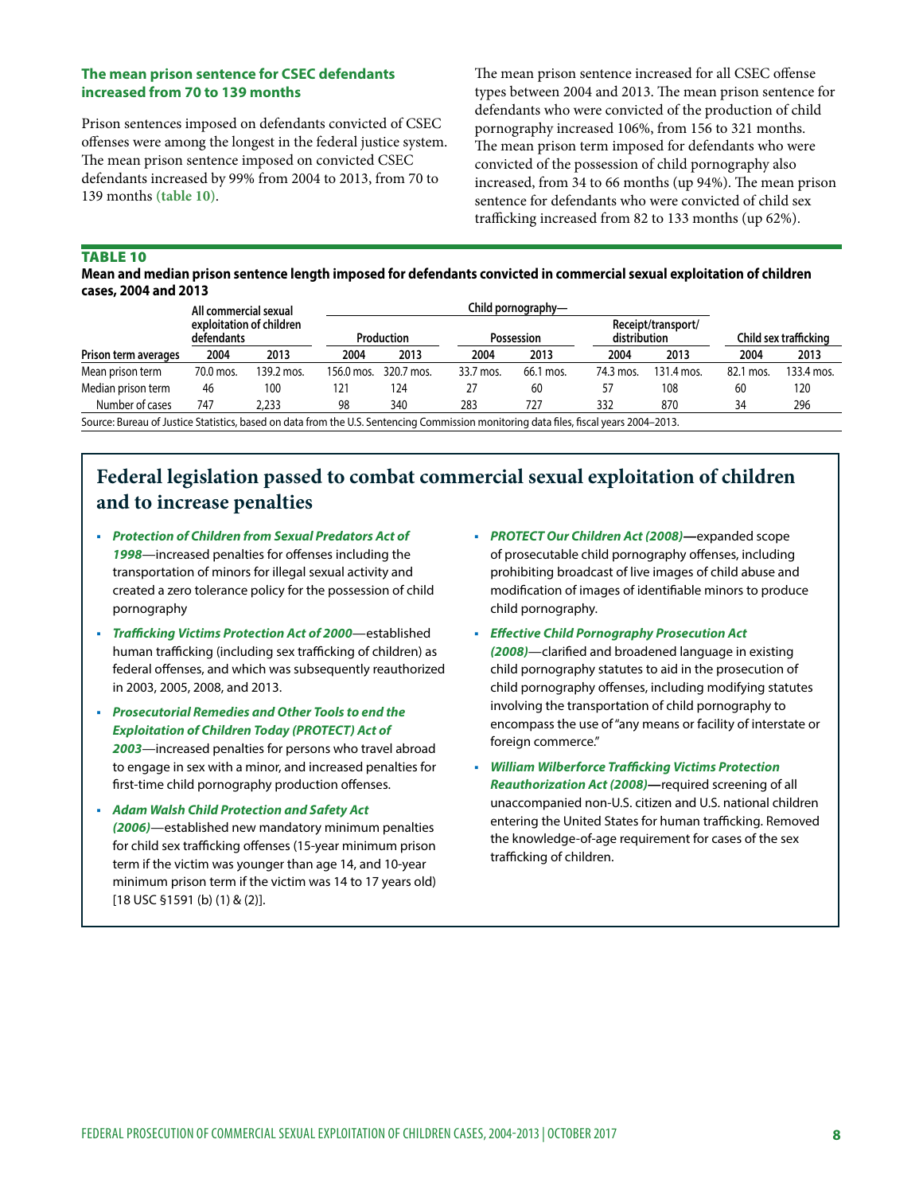## The mean prison sentence for CSEC defendants increased from 70 to 139 months

Prison sentences imposed on defendants convicted of CSEC offenses were among the longest in the federal justice system. The mean prison sentence imposed on convicted CSEC defendants increased by 99% from 2004 to 2013, from 70 to 139 months **(table 10)**.

The mean prison sentence increased for all CSEC offense types between 2004 and 2013. The mean prison sentence for defendants who were convicted of the production of child pornography increased 106%, from 156 to 321 months. The mean prison term imposed for defendants who were convicted of the possession of child pornography also increased, from 34 to 66 months (up 94%). The mean prison sentence for defendants who were convicted of child sex trafficking increased from 82 to 133 months (up 62%).

**TABLE 10**

**Mean and median prison sentence length imposed for defendants convicted in commercial sexual exploitation of children cases, 2004 and 2013**

| Prison term averages | All commercial sexual exploitation of children defendants | | Child pornography— Production | | Child pornography— Possession | | Child pornography— Receipt/transport/distribution | | Child sex trafficking | |
|---|---|---|---|---|---|---|---|---|---|---|
| | 2004 | 2013 | 2004 | 2013 | 2004 | 2013 | 2004 | 2013 | 2004 | 2013 |
| Mean prison term | 70.0 mos. | 139.2 mos. | 156.0 mos. | 320.7 mos. | 33.7 mos. | 66.1 mos. | 74.3 mos. | 131.4 mos. | 82.1 mos. | 133.4 mos. |
| Median prison term | 46 | 100 | 121 | 124 | 27 | 60 | 57 | 108 | 60 | 120 |
| Number of cases | 747 | 2,233 | 98 | 340 | 283 | 727 | 332 | 870 | 34 | 296 |

Source: Bureau of Justice Statistics, based on data from the U.S. Sentencing Commission monitoring data files, fiscal years 2004–2013.

## Federal legislation passed to combat commercial sexual exploitation of children and to increase penalties

- ***Protection of Children from Sexual Predators Act of 1998***—increased penalties for offenses including the transportation of minors for illegal sexual activity and created a zero tolerance policy for the possession of child pornography
- ***Trafficking Victims Protection Act of 2000***—established human trafficking (including sex trafficking of children) as federal offenses, and which was subsequently reauthorized in 2003, 2005, 2008, and 2013.
- ***Prosecutorial Remedies and Other Tools to end the Exploitation of Children Today (PROTECT) Act of 2003***—increased penalties for persons who travel abroad to engage in sex with a minor, and increased penalties for first-time child pornography production offenses.
- ***Adam Walsh Child Protection and Safety Act (2006)***—established new mandatory minimum penalties for child sex trafficking offenses (15-year minimum prison term if the victim was younger than age 14, and 10-year minimum prison term if the victim was 14 to 17 years old) [18 USC §1591 (b) (1) & (2)].
- ***PROTECT Our Children Act (2008)***—expanded scope of prosecutable child pornography offenses, including prohibiting broadcast of live images of child abuse and modification of images of identifiable minors to produce child pornography.
- ***Effective Child Pornography Prosecution Act (2008)***—clarified and broadened language in existing child pornography statutes to aid in the prosecution of child pornography offenses, including modifying statutes involving the transportation of child pornography to encompass the use of "any means or facility of interstate or foreign commerce."
- ***William Wilberforce Trafficking Victims Protection Reauthorization Act (2008)***—required screening of all unaccompanied non-U.S. citizen and U.S. national children entering the United States for human trafficking. Removed the knowledge-of-age requirement for cases of the sex trafficking of children.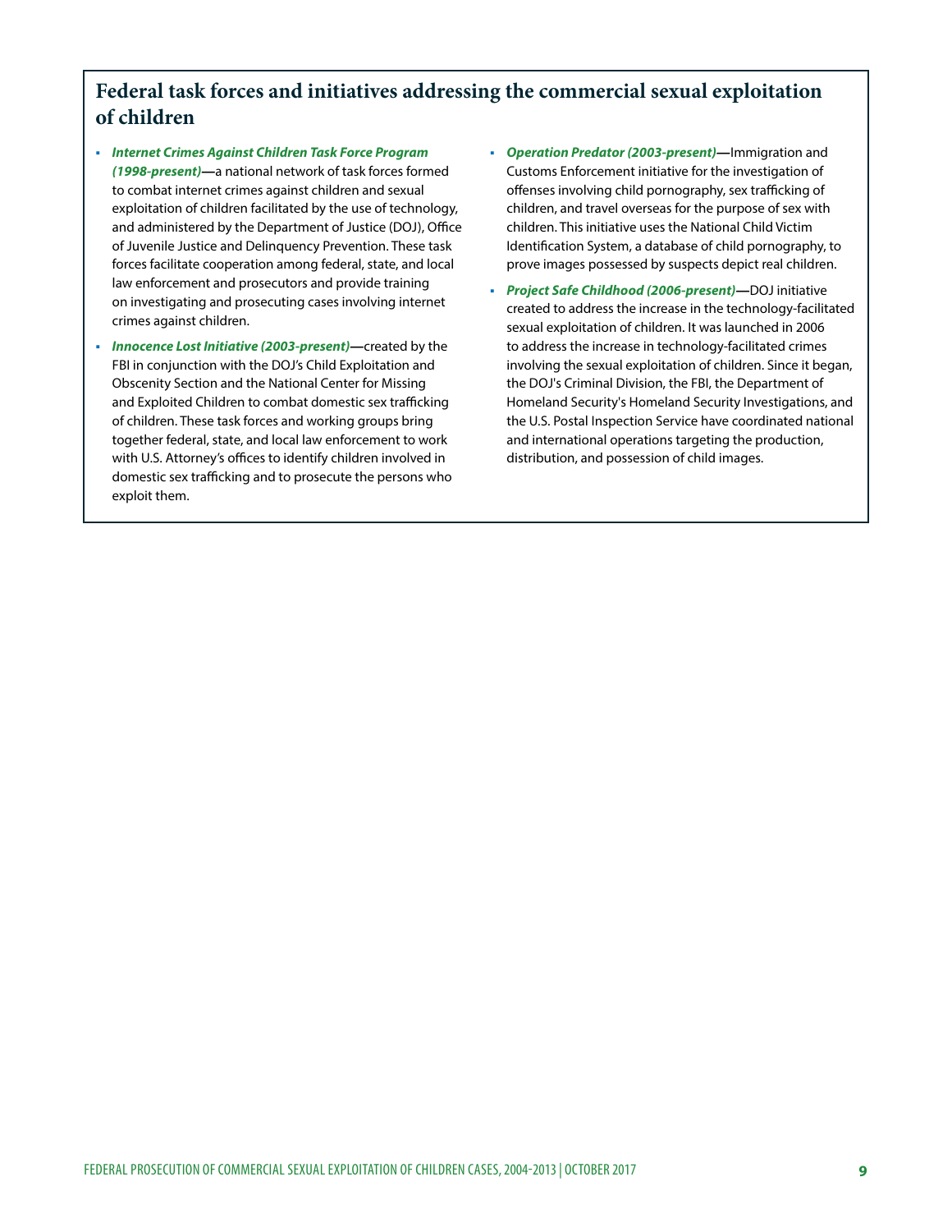## Federal task forces and initiatives addressing the commercial sexual exploitation of children

- ***Internet Crimes Against Children Task Force Program (1998-present)*—**a national network of task forces formed to combat internet crimes against children and sexual exploitation of children facilitated by the use of technology, and administered by the Department of Justice (DOJ), Office of Juvenile Justice and Delinquency Prevention. These task forces facilitate cooperation among federal, state, and local law enforcement and prosecutors and provide training on investigating and prosecuting cases involving internet crimes against children.
- ***Innocence Lost Initiative (2003-present)*—**created by the FBI in conjunction with the DOJ's Child Exploitation and Obscenity Section and the National Center for Missing and Exploited Children to combat domestic sex trafficking of children. These task forces and working groups bring together federal, state, and local law enforcement to work with U.S. Attorney's offices to identify children involved in domestic sex trafficking and to prosecute the persons who exploit them.
- ***Operation Predator (2003-present)*—**Immigration and Customs Enforcement initiative for the investigation of offenses involving child pornography, sex trafficking of children, and travel overseas for the purpose of sex with children. This initiative uses the National Child Victim Identification System, a database of child pornography, to prove images possessed by suspects depict real children.
- ***Project Safe Childhood (2006-present)*—**DOJ initiative created to address the increase in the technology-facilitated sexual exploitation of children. It was launched in 2006 to address the increase in technology-facilitated crimes involving the sexual exploitation of children. Since it began, the DOJ's Criminal Division, the FBI, the Department of Homeland Security's Homeland Security Investigations, and the U.S. Postal Inspection Service have coordinated national and international operations targeting the production, distribution, and possession of child images.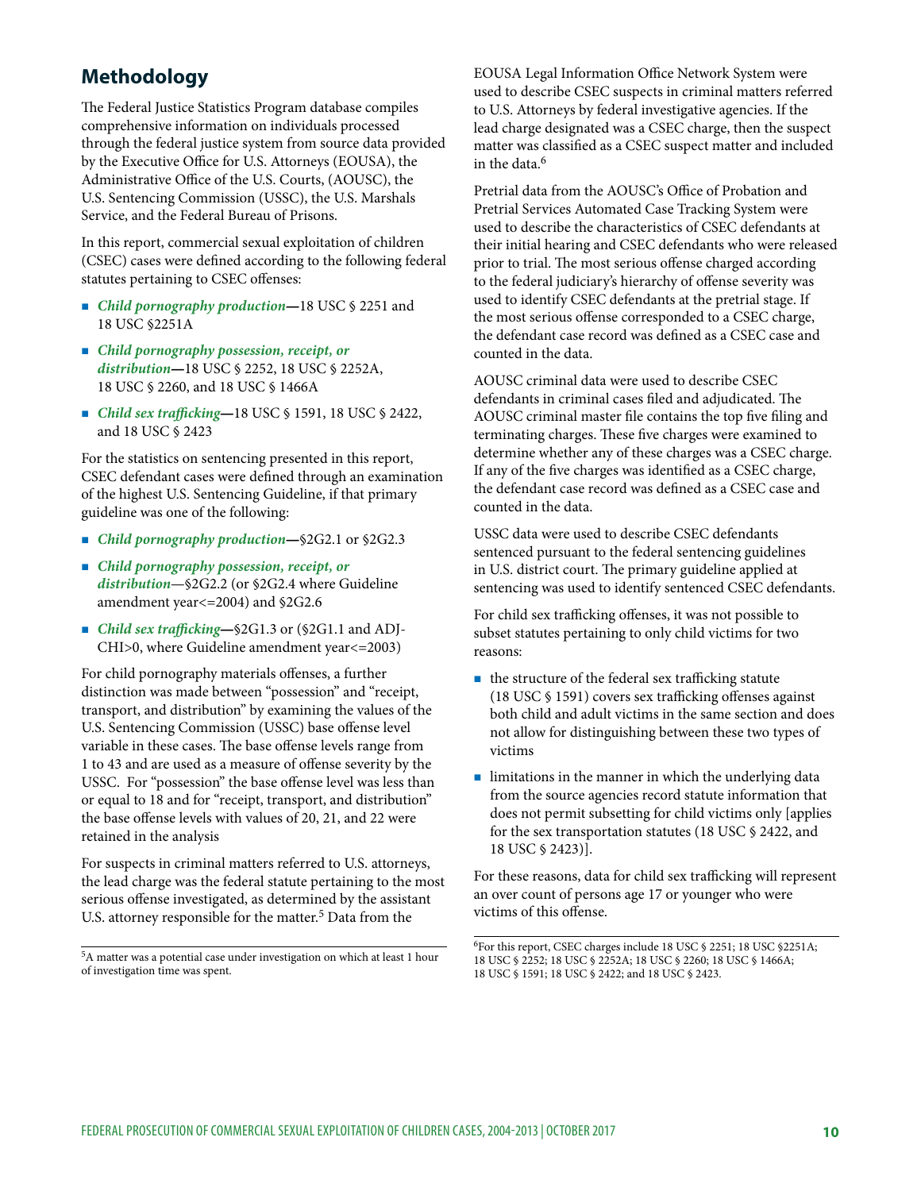## Methodology

The Federal Justice Statistics Program database compiles comprehensive information on individuals processed through the federal justice system from source data provided by the Executive Office for U.S. Attorneys (EOUSA), the Administrative Office of the U.S. Courts, (AOUSC), the U.S. Sentencing Commission (USSC), the U.S. Marshals Service, and the Federal Bureau of Prisons.

In this report, commercial sexual exploitation of children (CSEC) cases were defined according to the following federal statutes pertaining to CSEC offenses:

- ***Child pornography production*****—**18 USC § 2251 and 18 USC §2251A
- ***Child pornography possession, receipt, or distribution*****—**18 USC § 2252, 18 USC § 2252A, 18 USC § 2260, and 18 USC § 1466A
- ***Child sex trafficking*****—**18 USC § 1591, 18 USC § 2422, and 18 USC § 2423

For the statistics on sentencing presented in this report, CSEC defendant cases were defined through an examination of the highest U.S. Sentencing Guideline, if that primary guideline was one of the following:

- ***Child pornography production*****—**§2G2.1 or §2G2.3
- ***Child pornography possession, receipt, or distribution***—§2G2.2 (or §2G2.4 where Guideline amendment year<=2004) and §2G2.6
- ***Child sex trafficking*****—**§2G1.3 or (§2G1.1 and ADJ-CHI>0, where Guideline amendment year<=2003)

For child pornography materials offenses, a further distinction was made between "possession" and "receipt, transport, and distribution" by examining the values of the U.S. Sentencing Commission (USSC) base offense level variable in these cases. The base offense levels range from 1 to 43 and are used as a measure of offense severity by the USSC. For "possession" the base offense level was less than or equal to 18 and for "receipt, transport, and distribution" the base offense levels with values of 20, 21, and 22 were retained in the analysis

For suspects in criminal matters referred to U.S. attorneys, the lead charge was the federal statute pertaining to the most serious offense investigated, as determined by the assistant U.S. attorney responsible for the matter.[5] Data from the EOUSA Legal Information Office Network System were used to describe CSEC suspects in criminal matters referred to U.S. Attorneys by federal investigative agencies. If the lead charge designated was a CSEC charge, then the suspect matter was classified as a CSEC suspect matter and included in the data.[6]

Pretrial data from the AOUSC's Office of Probation and Pretrial Services Automated Case Tracking System were used to describe the characteristics of CSEC defendants at their initial hearing and CSEC defendants who were released prior to trial. The most serious offense charged according to the federal judiciary's hierarchy of offense severity was used to identify CSEC defendants at the pretrial stage. If the most serious offense corresponded to a CSEC charge, the defendant case record was defined as a CSEC case and counted in the data.

AOUSC criminal data were used to describe CSEC defendants in criminal cases filed and adjudicated. The AOUSC criminal master file contains the top five filing and terminating charges. These five charges were examined to determine whether any of these charges was a CSEC charge. If any of the five charges was identified as a CSEC charge, the defendant case record was defined as a CSEC case and counted in the data.

USSC data were used to describe CSEC defendants sentenced pursuant to the federal sentencing guidelines in U.S. district court. The primary guideline applied at sentencing was used to identify sentenced CSEC defendants.

For child sex trafficking offenses, it was not possible to subset statutes pertaining to only child victims for two reasons:

- the structure of the federal sex trafficking statute (18 USC § 1591) covers sex trafficking offenses against both child and adult victims in the same section and does not allow for distinguishing between these two types of victims
- limitations in the manner in which the underlying data from the source agencies record statute information that does not permit subsetting for child victims only [applies for the sex transportation statutes (18 USC § 2422, and 18 USC § 2423)].

For these reasons, data for child sex trafficking will represent an over count of persons age 17 or younger who were victims of this offense.

---

[5]A matter was a potential case under investigation on which at least 1 hour of investigation time was spent.

[6]For this report, CSEC charges include 18 USC § 2251; 18 USC §2251A; 18 USC § 2252; 18 USC § 2252A; 18 USC § 2260; 18 USC § 1466A; 18 USC § 1591; 18 USC § 2422; and 18 USC § 2423.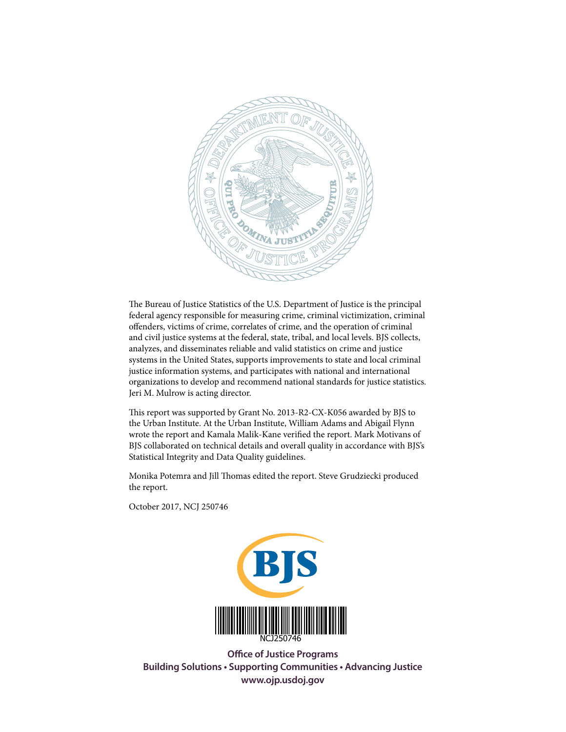The Bureau of Justice Statistics of the U.S. Department of Justice is the principal federal agency responsible for measuring crime, criminal victimization, criminal offenders, victims of crime, correlates of crime, and the operation of criminal and civil justice systems at the federal, state, tribal, and local levels. BJS collects, analyzes, and disseminates reliable and valid statistics on crime and justice systems in the United States, supports improvements to state and local criminal justice information systems, and participates with national and international organizations to develop and recommend national standards for justice statistics. Jeri M. Mulrow is acting director.

This report was supported by Grant No. 2013-R2-CX-K056 awarded by BJS to the Urban Institute. At the Urban Institute, William Adams and Abigail Flynn wrote the report and Kamala Malik-Kane verified the report. Mark Motivans of BJS collaborated on technical details and overall quality in accordance with BJS's Statistical Integrity and Data Quality guidelines.

Monika Potemra and Jill Thomas edited the report. Steve Grudziecki produced the report.

October 2017, NCJ 250746

NCJ250746

**Office of Justice Programs**
**Building Solutions • Supporting Communities • Advancing Justice**
**www.ojp.usdoj.gov**